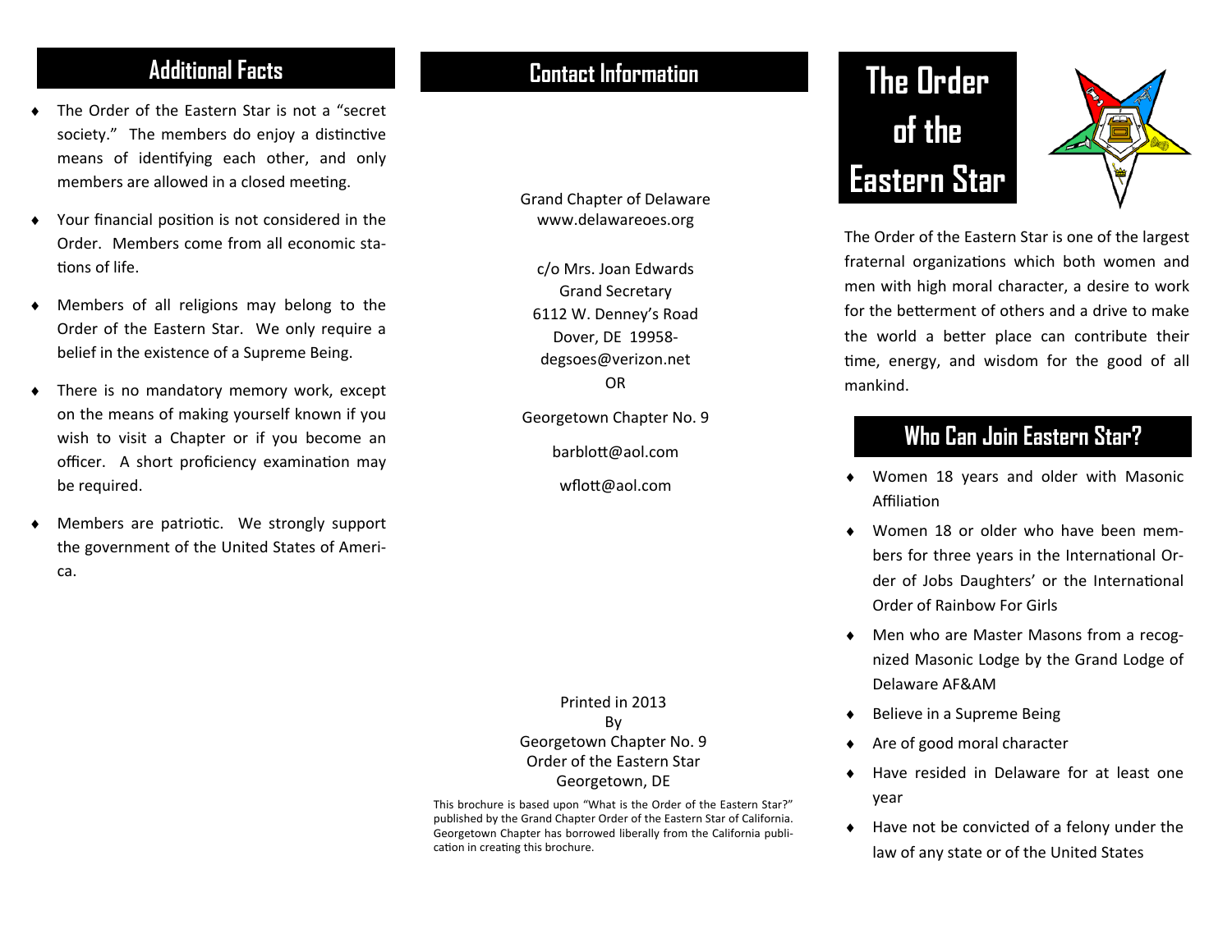## Additional Facts

- The Order of the Eastern Star is not a "secret society." The members do enjoy a distinctive means of identifying each other, and only members are allowed in a closed meeting.
- Your financial position is not considered in the Order. Members come from all economic stations of life.
- Members of all religions may belong to the Order of the Eastern Star. We only require a belief in the existence of a Supreme Being.
- There is no mandatory memory work, except on the means of making yourself known if you wish to visit a Chapter or if you become an officer. A short proficiency examination may be required.
- Members are patriotic. We strongly support the government of the United States of America.

## Contact Information

Grand Chapter of Delaware
www.delawareoes.org

c/o Mrs. Joan Edwards
Grand Secretary
6112 W. Denney's Road
Dover, DE 19958-
degsoes@verizon.net
OR

Georgetown Chapter No. 9

barblott@aol.com

wflott@aol.com

Printed in 2013
By
Georgetown Chapter No. 9
Order of the Eastern Star
Georgetown, DE

This brochure is based upon "What is the Order of the Eastern Star?" published by the Grand Chapter Order of the Eastern Star of California. Georgetown Chapter has borrowed liberally from the California publication in creating this brochure.

# The Order of the Eastern Star

The Order of the Eastern Star is one of the largest fraternal organizations which both women and men with high moral character, a desire to work for the betterment of others and a drive to make the world a better place can contribute their time, energy, and wisdom for the good of all mankind.

## Who Can Join Eastern Star?

- Women 18 years and older with Masonic Affiliation
- Women 18 or older who have been members for three years in the International Order of Jobs Daughters' or the International Order of Rainbow For Girls
- Men who are Master Masons from a recognized Masonic Lodge by the Grand Lodge of Delaware AF&AM
- Believe in a Supreme Being
- Are of good moral character
- Have resided in Delaware for at least one year
- Have not be convicted of a felony under the law of any state or of the United States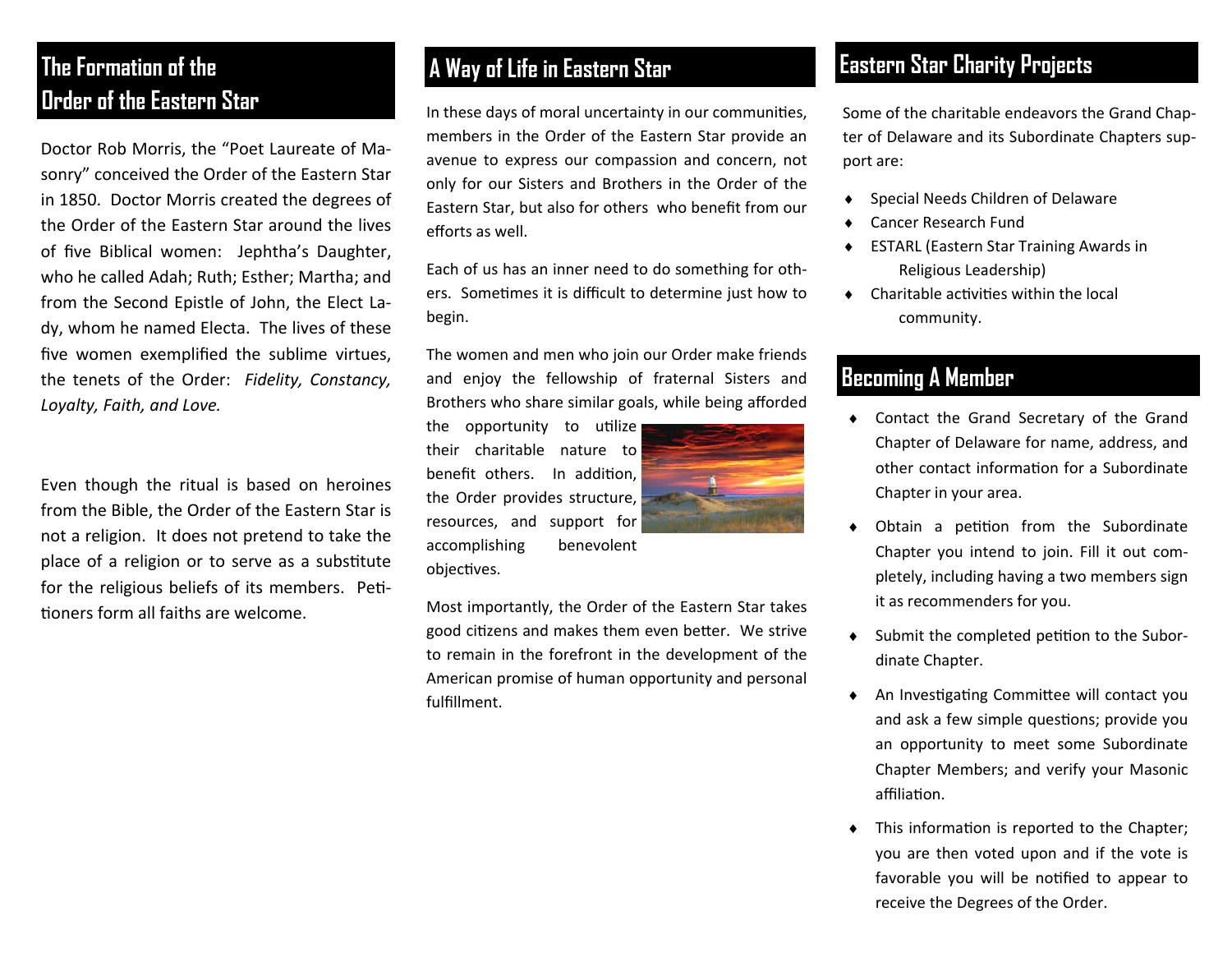## The Formation of the Order of the Eastern Star

Doctor Rob Morris, the "Poet Laureate of Masonry" conceived the Order of the Eastern Star in 1850. Doctor Morris created the degrees of the Order of the Eastern Star around the lives of five Biblical women: Jephtha's Daughter, who he called Adah; Ruth; Esther; Martha; and from the Second Epistle of John, the Elect Lady, whom he named Electa. The lives of these five women exemplified the sublime virtues, the tenets of the Order: *Fidelity, Constancy, Loyalty, Faith, and Love.*

Even though the ritual is based on heroines from the Bible, the Order of the Eastern Star is not a religion. It does not pretend to take the place of a religion or to serve as a substitute for the religious beliefs of its members. Petitioners form all faiths are welcome.

## A Way of Life in Eastern Star

In these days of moral uncertainty in our communities, members in the Order of the Eastern Star provide an avenue to express our compassion and concern, not only for our Sisters and Brothers in the Order of the Eastern Star, but also for others who benefit from our efforts as well.

Each of us has an inner need to do something for others. Sometimes it is difficult to determine just how to begin.

The women and men who join our Order make friends and enjoy the fellowship of fraternal Sisters and Brothers who share similar goals, while being afforded the opportunity to utilize their charitable nature to benefit others. In addition, the Order provides structure, resources, and support for accomplishing benevolent objectives.

Most importantly, the Order of the Eastern Star takes good citizens and makes them even better. We strive to remain in the forefront in the development of the American promise of human opportunity and personal fulfillment.

## Eastern Star Charity Projects

Some of the charitable endeavors the Grand Chapter of Delaware and its Subordinate Chapters support are:

- Special Needs Children of Delaware
- Cancer Research Fund
- ESTARL (Eastern Star Training Awards in Religious Leadership)
- Charitable activities within the local community.

## Becoming A Member

- Contact the Grand Secretary of the Grand Chapter of Delaware for name, address, and other contact information for a Subordinate Chapter in your area.
- Obtain a petition from the Subordinate Chapter you intend to join. Fill it out completely, including having a two members sign it as recommenders for you.
- Submit the completed petition to the Subordinate Chapter.
- An Investigating Committee will contact you and ask a few simple questions; provide you an opportunity to meet some Subordinate Chapter Members; and verify your Masonic affiliation.
- This information is reported to the Chapter; you are then voted upon and if the vote is favorable you will be notified to appear to receive the Degrees of the Order.